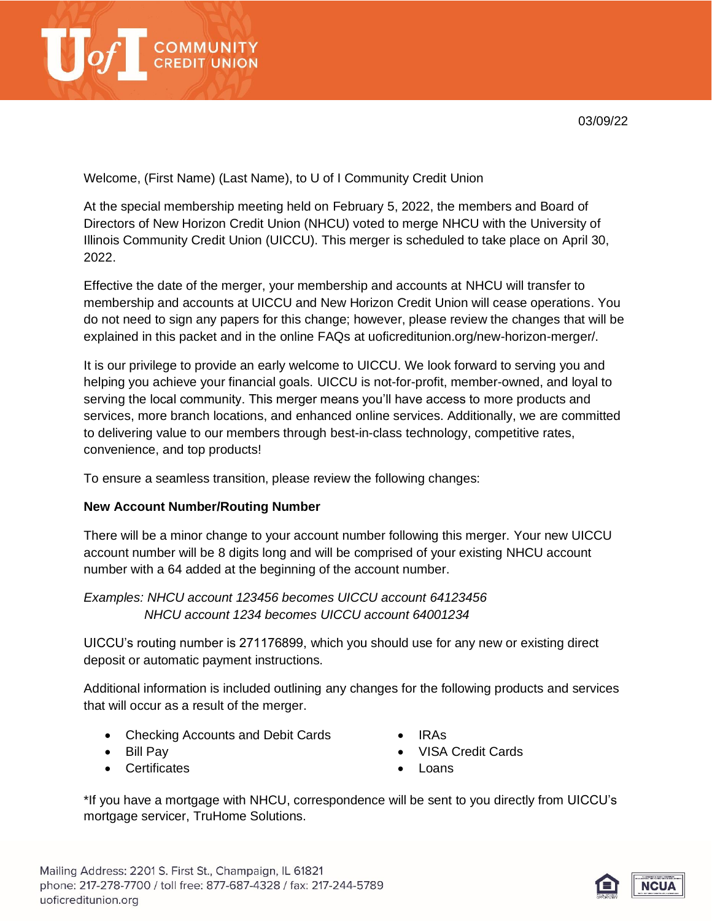03/09/22

Welcome, (First Name) (Last Name), to U of I Community Credit Union

At the special membership meeting held on February 5, 2022, the members and Board of Directors of New Horizon Credit Union (NHCU) voted to merge NHCU with the University of Illinois Community Credit Union (UICCU). This merger is scheduled to take place on April 30, 2022.

Effective the date of the merger, your membership and accounts at NHCU will transfer to membership and accounts at UICCU and New Horizon Credit Union will cease operations. You do not need to sign any papers for this change; however, please review the changes that will be explained in this packet and in the online FAQs at uoficreditunion.org/new-horizon-merger/.

It is our privilege to provide an early welcome to UICCU. We look forward to serving you and helping you achieve your financial goals. UICCU is not-for-profit, member-owned, and loyal to serving the local community. This merger means you'll have access to more products and services, more branch locations, and enhanced online services. Additionally, we are committed to delivering value to our members through best-in-class technology, competitive rates, convenience, and top products!

To ensure a seamless transition, please review the following changes:

**New Account Number/Routing Number**

There will be a minor change to your account number following this merger. Your new UICCU account number will be 8 digits long and will be comprised of your existing NHCU account number with a 64 added at the beginning of the account number.

*Examples: NHCU account 123456 becomes UICCU account 64123456*
*NHCU account 1234 becomes UICCU account 64001234*

UICCU's routing number is 271176899, which you should use for any new or existing direct deposit or automatic payment instructions.

Additional information is included outlining any changes for the following products and services that will occur as a result of the merger.

- Checking Accounts and Debit Cards
- Bill Pay
- Certificates
- IRAs
- VISA Credit Cards
- Loans

*If you have a mortgage with NHCU, correspondence will be sent to you directly from UICCU's mortgage servicer, TruHome Solutions.

Mailing Address: 2201 S. First St., Champaign, IL 61821
phone: 217-278-7700 / toll free: 877-687-4328 / fax: 217-244-5789
uoficreditunion.org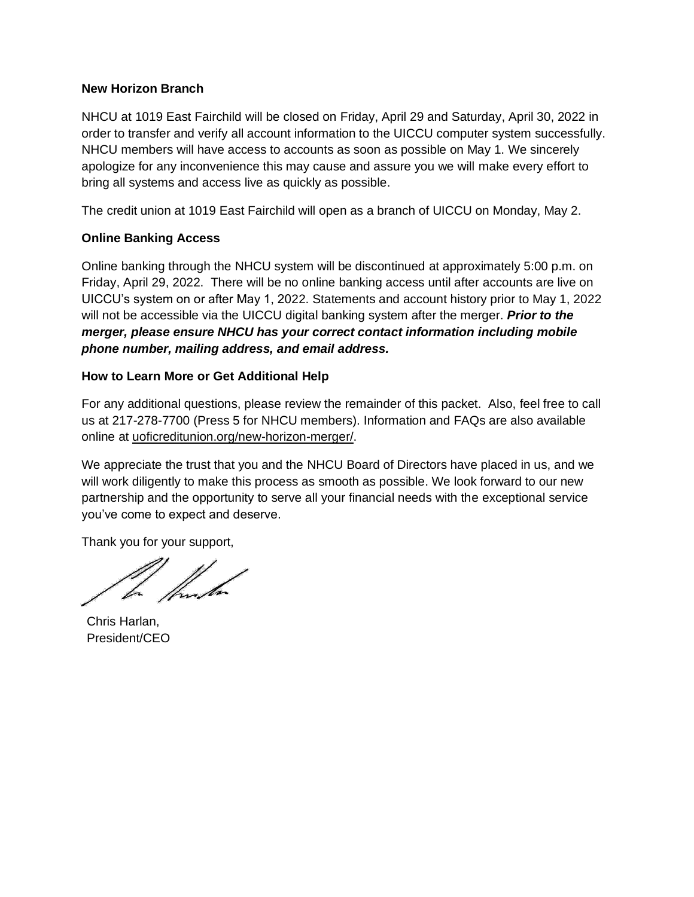### New Horizon Branch

NHCU at 1019 East Fairchild will be closed on Friday, April 29 and Saturday, April 30, 2022 in order to transfer and verify all account information to the UICCU computer system successfully. NHCU members will have access to accounts as soon as possible on May 1. We sincerely apologize for any inconvenience this may cause and assure you we will make every effort to bring all systems and access live as quickly as possible.

The credit union at 1019 East Fairchild will open as a branch of UICCU on Monday, May 2.

### Online Banking Access

Online banking through the NHCU system will be discontinued at approximately 5:00 p.m. on Friday, April 29, 2022. There will be no online banking access until after accounts are live on UICCU's system on or after May 1, 2022. Statements and account history prior to May 1, 2022 will not be accessible via the UICCU digital banking system after the merger. ***Prior to the merger, please ensure NHCU has your correct contact information including mobile phone number, mailing address, and email address.***

### How to Learn More or Get Additional Help

For any additional questions, please review the remainder of this packet. Also, feel free to call us at 217-278-7700 (Press 5 for NHCU members). Information and FAQs are also available online at uoficreditunion.org/new-horizon-merger/.

We appreciate the trust that you and the NHCU Board of Directors have placed in us, and we will work diligently to make this process as smooth as possible. We look forward to our new partnership and the opportunity to serve all your financial needs with the exceptional service you've come to expect and deserve.

Thank you for your support,

Chris Harlan,
President/CEO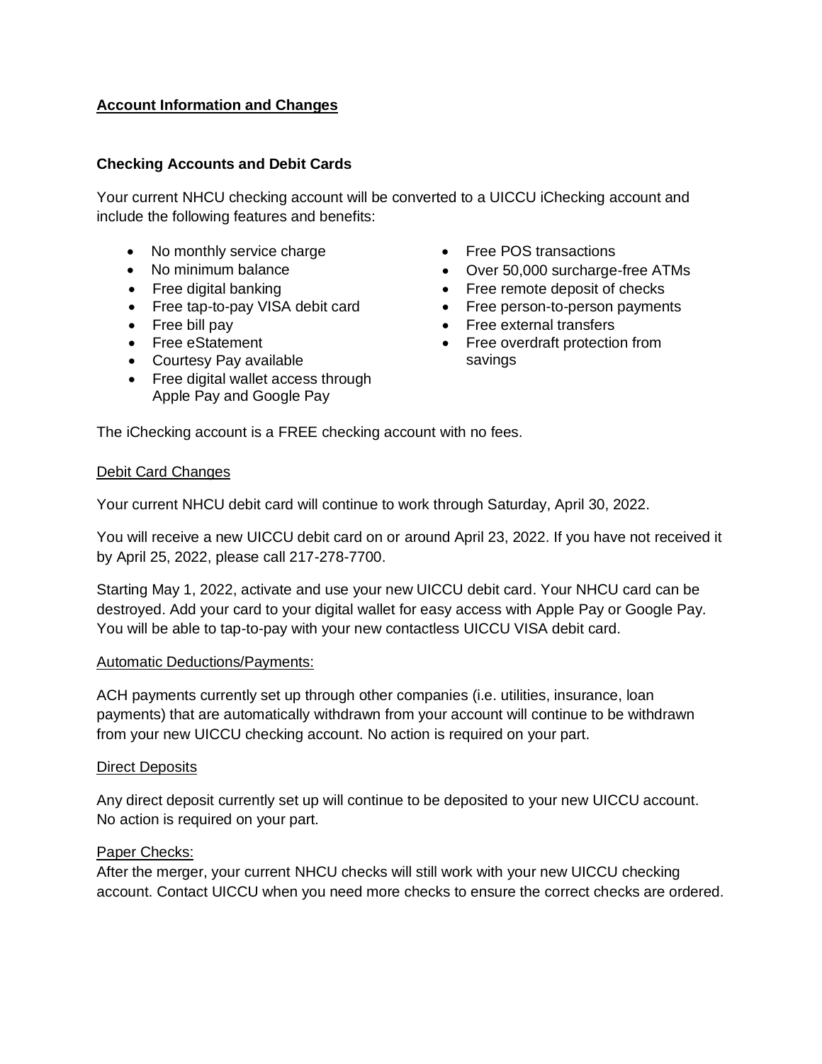**Account Information and Changes**

**Checking Accounts and Debit Cards**

Your current NHCU checking account will be converted to a UICCU iChecking account and include the following features and benefits:

- No monthly service charge
- No minimum balance
- Free digital banking
- Free tap-to-pay VISA debit card
- Free bill pay
- Free eStatement
- Courtesy Pay available
- Free digital wallet access through Apple Pay and Google Pay
- Free POS transactions
- Over 50,000 surcharge-free ATMs
- Free remote deposit of checks
- Free person-to-person payments
- Free external transfers
- Free overdraft protection from savings

The iChecking account is a FREE checking account with no fees.

Debit Card Changes

Your current NHCU debit card will continue to work through Saturday, April 30, 2022.

You will receive a new UICCU debit card on or around April 23, 2022. If you have not received it by April 25, 2022, please call 217-278-7700.

Starting May 1, 2022, activate and use your new UICCU debit card. Your NHCU card can be destroyed. Add your card to your digital wallet for easy access with Apple Pay or Google Pay. You will be able to tap-to-pay with your new contactless UICCU VISA debit card.

Automatic Deductions/Payments:

ACH payments currently set up through other companies (i.e. utilities, insurance, loan payments) that are automatically withdrawn from your account will continue to be withdrawn from your new UICCU checking account. No action is required on your part.

Direct Deposits

Any direct deposit currently set up will continue to be deposited to your new UICCU account. No action is required on your part.

Paper Checks:

After the merger, your current NHCU checks will still work with your new UICCU checking account. Contact UICCU when you need more checks to ensure the correct checks are ordered.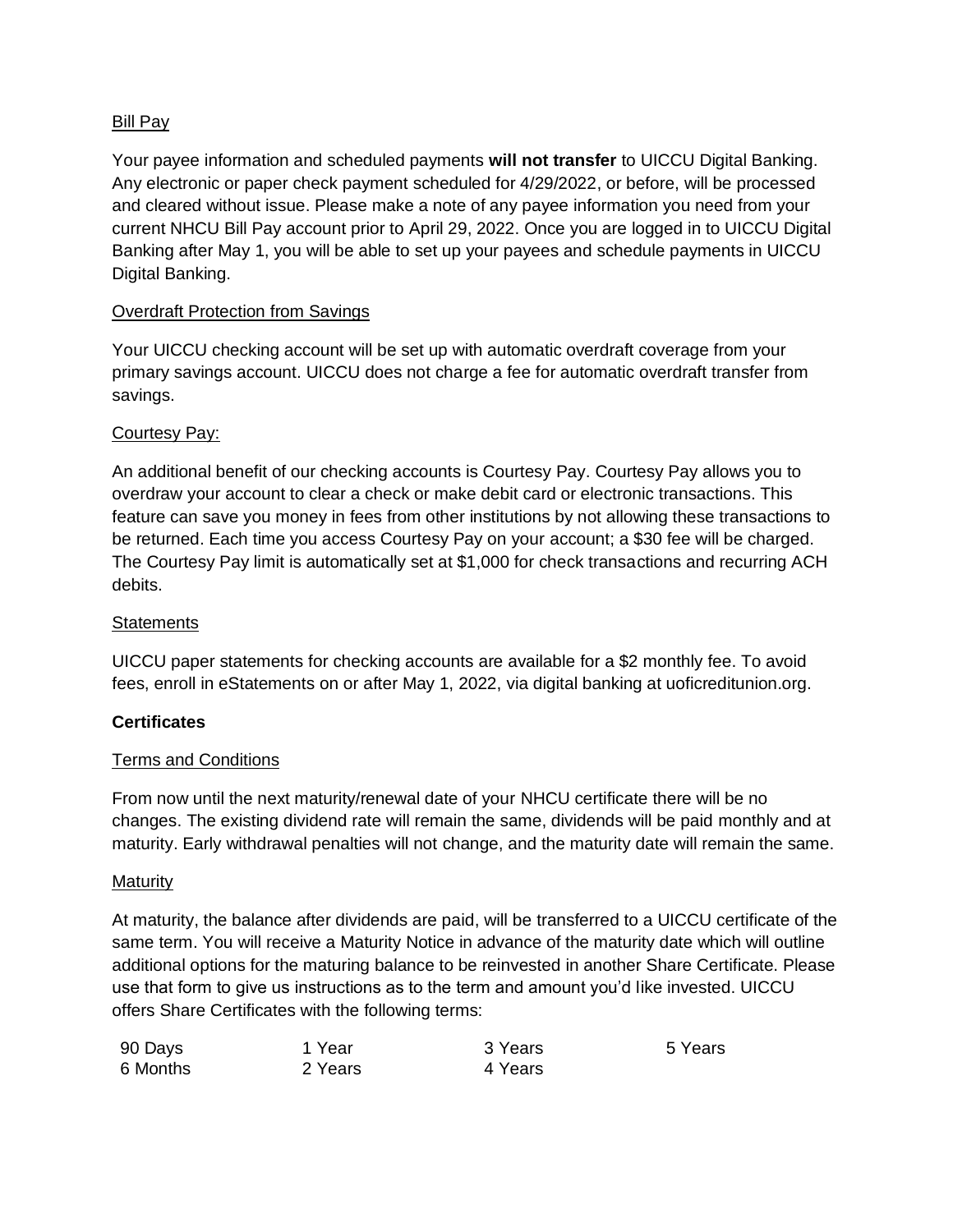### Bill Pay

Your payee information and scheduled payments **will not transfer** to UICCU Digital Banking. Any electronic or paper check payment scheduled for 4/29/2022, or before, will be processed and cleared without issue. Please make a note of any payee information you need from your current NHCU Bill Pay account prior to April 29, 2022. Once you are logged in to UICCU Digital Banking after May 1, you will be able to set up your payees and schedule payments in UICCU Digital Banking.

### Overdraft Protection from Savings

Your UICCU checking account will be set up with automatic overdraft coverage from your primary savings account. UICCU does not charge a fee for automatic overdraft transfer from savings.

### Courtesy Pay:

An additional benefit of our checking accounts is Courtesy Pay. Courtesy Pay allows you to overdraw your account to clear a check or make debit card or electronic transactions. This feature can save you money in fees from other institutions by not allowing these transactions to be returned. Each time you access Courtesy Pay on your account; a $30 fee will be charged. The Courtesy Pay limit is automatically set at $1,000 for check transactions and recurring ACH debits.

### Statements

UICCU paper statements for checking accounts are available for a $2 monthly fee. To avoid fees, enroll in eStatements on or after May 1, 2022, via digital banking at uoficreditunion.org.

## Certificates

### Terms and Conditions

From now until the next maturity/renewal date of your NHCU certificate there will be no changes. The existing dividend rate will remain the same, dividends will be paid monthly and at maturity. Early withdrawal penalties will not change, and the maturity date will remain the same.

### Maturity

At maturity, the balance after dividends are paid, will be transferred to a UICCU certificate of the same term. You will receive a Maturity Notice in advance of the maturity date which will outline additional options for the maturing balance to be reinvested in another Share Certificate. Please use that form to give us instructions as to the term and amount you'd like invested. UICCU offers Share Certificates with the following terms:

| | | | |
|---|---|---|---|
| 90 Days | 1 Year | 3 Years | 5 Years |
| 6 Months | 2 Years | 4 Years | |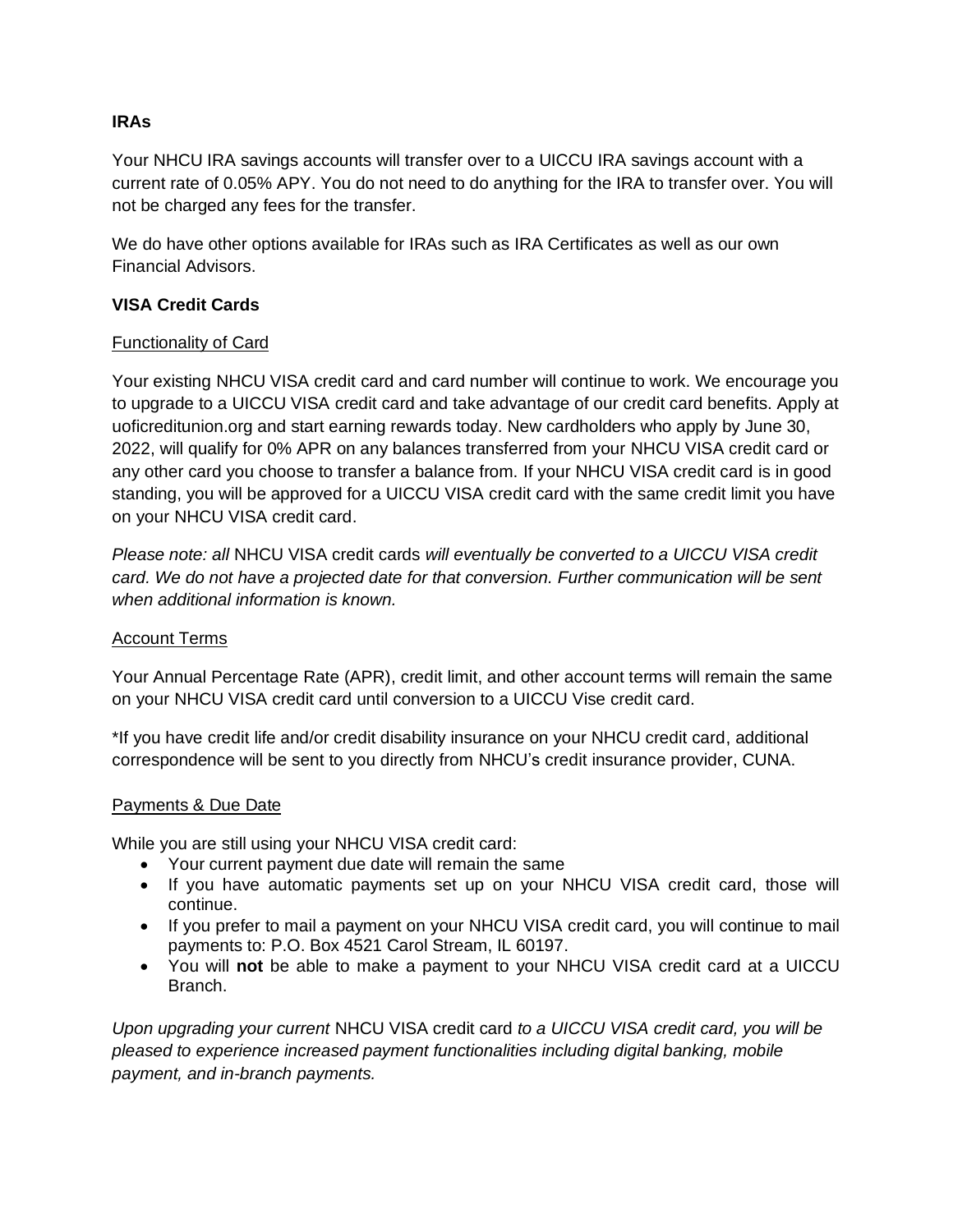**IRAs**

Your NHCU IRA savings accounts will transfer over to a UICCU IRA savings account with a current rate of 0.05% APY. You do not need to do anything for the IRA to transfer over. You will not be charged any fees for the transfer.

We do have other options available for IRAs such as IRA Certificates as well as our own Financial Advisors.

**VISA Credit Cards**

Functionality of Card

Your existing NHCU VISA credit card and card number will continue to work. We encourage you to upgrade to a UICCU VISA credit card and take advantage of our credit card benefits. Apply at uoficreditunion.org and start earning rewards today. New cardholders who apply by June 30, 2022, will qualify for 0% APR on any balances transferred from your NHCU VISA credit card or any other card you choose to transfer a balance from. If your NHCU VISA credit card is in good standing, you will be approved for a UICCU VISA credit card with the same credit limit you have on your NHCU VISA credit card.

*Please note: all* NHCU VISA credit cards *will eventually be converted to a UICCU VISA credit card. We do not have a projected date for that conversion. Further communication will be sent when additional information is known.*

Account Terms

Your Annual Percentage Rate (APR), credit limit, and other account terms will remain the same on your NHCU VISA credit card until conversion to a UICCU Vise credit card.

*If you have credit life and/or credit disability insurance on your NHCU credit card, additional correspondence will be sent to you directly from NHCU's credit insurance provider, CUNA.

Payments & Due Date

While you are still using your NHCU VISA credit card:

- Your current payment due date will remain the same
- If you have automatic payments set up on your NHCU VISA credit card, those will continue.
- If you prefer to mail a payment on your NHCU VISA credit card, you will continue to mail payments to: P.O. Box 4521 Carol Stream, IL 60197.
- You will **not** be able to make a payment to your NHCU VISA credit card at a UICCU Branch.

*Upon upgrading your current* NHCU VISA credit card *to a UICCU VISA credit card, you will be pleased to experience increased payment functionalities including digital banking, mobile payment, and in-branch payments.*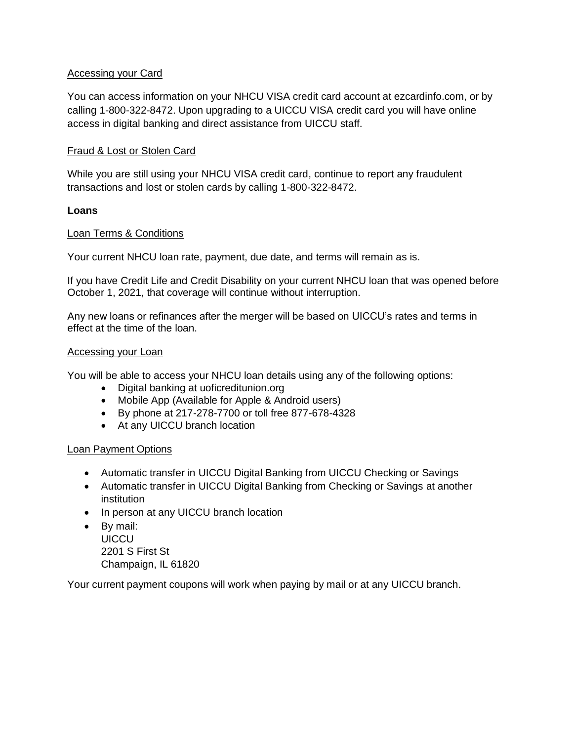### Accessing your Card

You can access information on your NHCU VISA credit card account at ezcardinfo.com, or by calling 1-800-322-8472. Upon upgrading to a UICCU VISA credit card you will have online access in digital banking and direct assistance from UICCU staff.

### Fraud & Lost or Stolen Card

While you are still using your NHCU VISA credit card, continue to report any fraudulent transactions and lost or stolen cards by calling 1-800-322-8472.

## Loans

### Loan Terms & Conditions

Your current NHCU loan rate, payment, due date, and terms will remain as is.

If you have Credit Life and Credit Disability on your current NHCU loan that was opened before October 1, 2021, that coverage will continue without interruption.

Any new loans or refinances after the merger will be based on UICCU's rates and terms in effect at the time of the loan.

### Accessing your Loan

You will be able to access your NHCU loan details using any of the following options:

- Digital banking at uoficreditunion.org
- Mobile App (Available for Apple & Android users)
- By phone at 217-278-7700 or toll free 877-678-4328
- At any UICCU branch location

### Loan Payment Options

- Automatic transfer in UICCU Digital Banking from UICCU Checking or Savings
- Automatic transfer in UICCU Digital Banking from Checking or Savings at another institution
- In person at any UICCU branch location
- By mail:
  UICCU
  2201 S First St
  Champaign, IL 61820

Your current payment coupons will work when paying by mail or at any UICCU branch.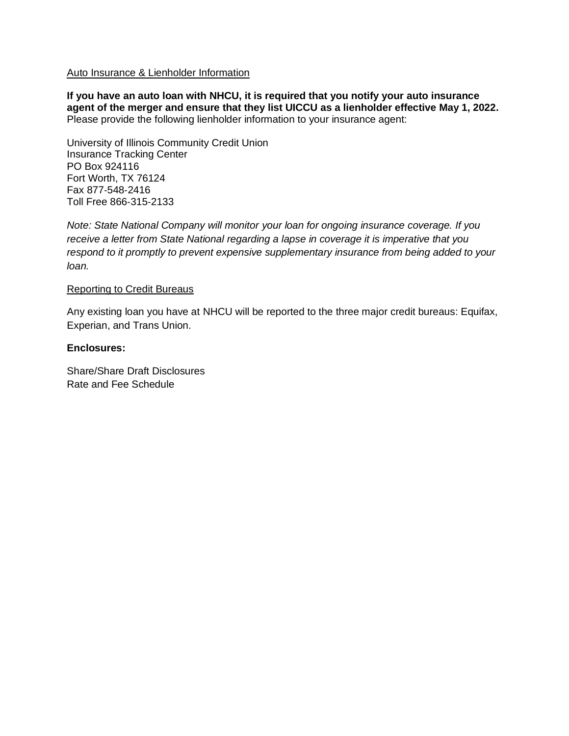Auto Insurance & Lienholder Information

**If you have an auto loan with NHCU, it is required that you notify your auto insurance agent of the merger and ensure that they list UICCU as a lienholder effective May 1, 2022.** Please provide the following lienholder information to your insurance agent:

University of Illinois Community Credit Union  
Insurance Tracking Center  
PO Box 924116  
Fort Worth, TX 76124  
Fax 877-548-2416  
Toll Free 866-315-2133

*Note: State National Company will monitor your loan for ongoing insurance coverage. If you receive a letter from State National regarding a lapse in coverage it is imperative that you respond to it promptly to prevent expensive supplementary insurance from being added to your loan.*

Reporting to Credit Bureaus

Any existing loan you have at NHCU will be reported to the three major credit bureaus: Equifax, Experian, and Trans Union.

**Enclosures:**

Share/Share Draft Disclosures  
Rate and Fee Schedule